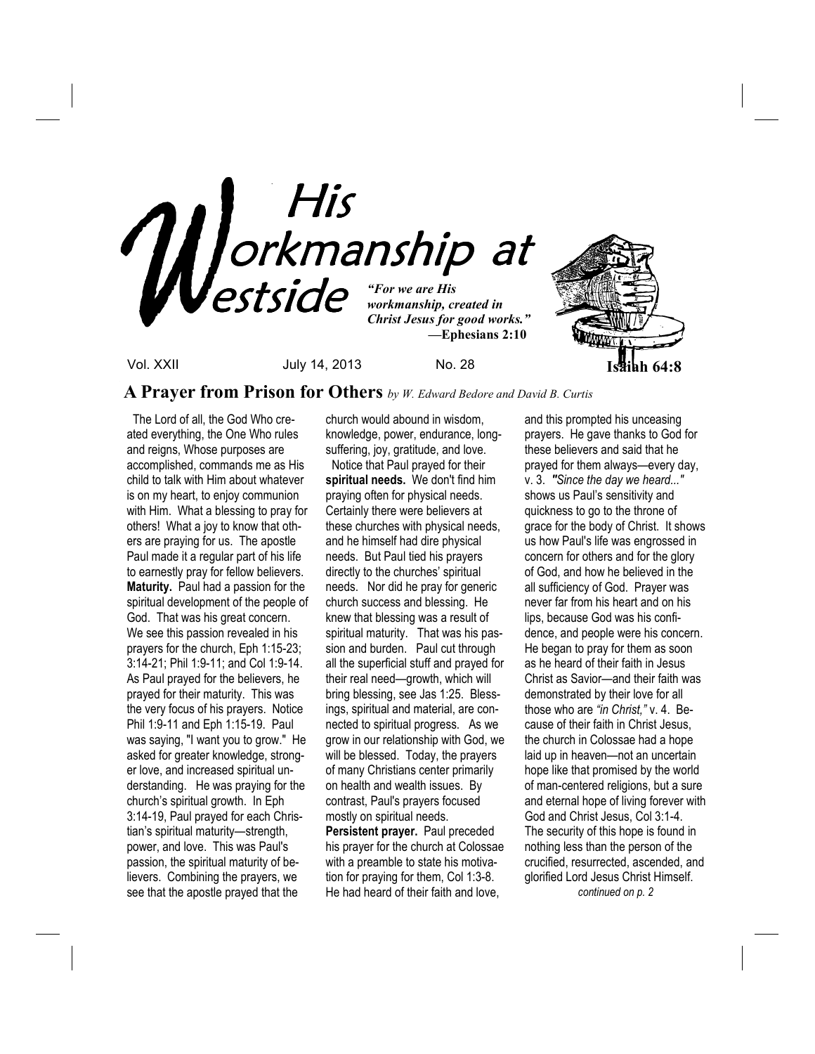# His Workmanship at Westside

*"For we are His workmanship, created in Christ Jesus for good works."*
**—Ephesians 2:10**

**Isaiah 64:8**

Vol. XXII July 14, 2013 No. 28

## A Prayer from Prison for Others *by W. Edward Bedore and David B. Curtis*

The Lord of all, the God Who created everything, the One Who rules and reigns, Whose purposes are accomplished, commands me as His child to talk with Him about whatever is on my heart, to enjoy communion with Him. What a blessing to pray for others! What a joy to know that others are praying for us. The apostle Paul made it a regular part of his life to earnestly pray for fellow believers.

**Maturity.** Paul had a passion for the spiritual development of the people of God. That was his great concern. We see this passion revealed in his prayers for the church, Eph 1:15-23; 3:14-21; Phil 1:9-11; and Col 1:9-14. As Paul prayed for the believers, he prayed for their maturity. This was the very focus of his prayers. Notice Phil 1:9-11 and Eph 1:15-19. Paul was saying, "I want you to grow." He asked for greater knowledge, stronger love, and increased spiritual understanding. He was praying for the church's spiritual growth. In Eph 3:14-19, Paul prayed for each Christian's spiritual maturity—strength, power, and love. This was Paul's passion, the spiritual maturity of believers. Combining the prayers, we see that the apostle prayed that the church would abound in wisdom, knowledge, power, endurance, longsuffering, joy, gratitude, and love.

Notice that Paul prayed for their **spiritual needs.** We don't find him praying often for physical needs. Certainly there were believers at these churches with physical needs, and he himself had dire physical needs. But Paul tied his prayers directly to the churches' spiritual needs. Nor did he pray for generic church success and blessing. He knew that blessing was a result of spiritual maturity. That was his passion and burden. Paul cut through all the superficial stuff and prayed for their real need—growth, which will bring blessing, see Jas 1:25. Blessings, spiritual and material, are connected to spiritual progress. As we grow in our relationship with God, we will be blessed. Today, the prayers of many Christians center primarily on health and wealth issues. By contrast, Paul's prayers focused mostly on spiritual needs.

**Persistent prayer.** Paul preceded his prayer for the church at Colossae with a preamble to state his motivation for praying for them, Col 1:3-8. He had heard of their faith and love, and this prompted his unceasing prayers. He gave thanks to God for these believers and said that he prayed for them always—every day, v. 3. *"Since the day we heard..."* shows us Paul's sensitivity and quickness to go to the throne of grace for the body of Christ. It shows us how Paul's life was engrossed in concern for others and for the glory of God, and how he believed in the all sufficiency of God. Prayer was never far from his heart and on his lips, because God was his confidence, and people were his concern. He began to pray for them as soon as he heard of their faith in Jesus Christ as Savior—and their faith was demonstrated by their love for all those who are *"in Christ,"* v. 4. Because of their faith in Christ Jesus, the church in Colossae had a hope laid up in heaven—not an uncertain hope like that promised by the world of man-centered religions, but a sure and eternal hope of living forever with God and Christ Jesus, Col 3:1-4. The security of this hope is found in nothing less than the person of the crucified, resurrected, ascended, and glorified Lord Jesus Christ Himself.

*continued on p. 2*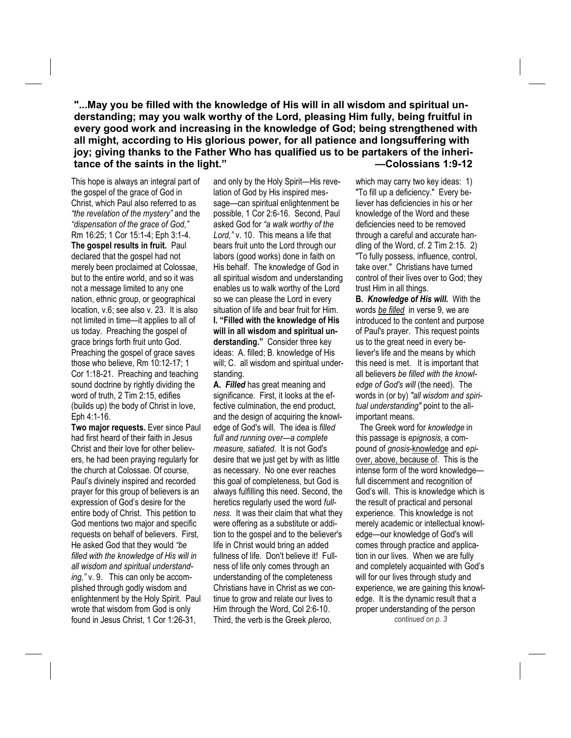**"...May you be filled with the knowledge of His will in all wisdom and spiritual understanding; may you walk worthy of the Lord, pleasing Him fully, being fruitful in every good work and increasing in the knowledge of God; being strengthened with all might, according to His glorious power, for all patience and longsuffering with joy; giving thanks to the Father Who has qualified us to be partakers of the inheritance of the saints in the light." —Colossians 1:9-12**

This hope is always an integral part of the gospel of the grace of God in Christ, which Paul also referred to as *"the revelation of the mystery"* and the *"dispensation of the grace of God,"* Rm 16:25; 1 Cor 15:1-4; Eph 3:1-4.

**The gospel results in fruit.** Paul declared that the gospel had not merely been proclaimed at Colossae, but to the entire world, and so it was not a message limited to any one nation, ethnic group, or geographical location, v.6; see also v. 23. It is also not limited in time—it applies to all of us today. Preaching the gospel of grace brings forth fruit unto God. Preaching the gospel of grace saves those who believe, Rm 10:12-17; 1 Cor 1:18-21. Preaching and teaching sound doctrine by rightly dividing the word of truth, 2 Tim 2:15, edifies (builds up) the body of Christ in love, Eph 4:1-16.

**Two major requests.** Ever since Paul had first heard of their faith in Jesus Christ and their love for other believers, he had been praying regularly for the church at Colossae. Of course, Paul's divinely inspired and recorded prayer for this group of believers is an expression of God's desire for the entire body of Christ. This petition to God mentions two major and specific requests on behalf of believers. First, He asked God that they would *"be filled with the knowledge of His will in all wisdom and spiritual understanding,"* v. 9. This can only be accomplished through godly wisdom and enlightenment by the Holy Spirit. Paul wrote that wisdom from God is only found in Jesus Christ, 1 Cor 1:26-31, and only by the Holy Spirit—His revelation of God by His inspired message—can spiritual enlightenment be possible, 1 Cor 2:6-16. Second, Paul asked God for *"a walk worthy of the Lord,"* v. 10. This means a life that bears fruit unto the Lord through our labors (good works) done in faith on His behalf. The knowledge of God in all spiritual wisdom and understanding enables us to walk worthy of the Lord so we can please the Lord in every situation of life and bear fruit for Him.

**I. "Filled with the knowledge of His will in all wisdom and spiritual understanding."** Consider three key ideas: A. filled; B. knowledge of His will; C. all wisdom and spiritual understanding.

**A.** ***Filled*** has great meaning and significance. First, it looks at the effective culmination, the end product, and the design of acquiring the knowledge of God's will. The idea is *filled full and running over—a complete measure, satiated.* It is not God's desire that we just get by with as little as necessary. No one ever reaches this goal of completeness, but God is always fulfilling this need. Second, the heretics regularly used the word *fullness*. It was their claim that what they were offering as a substitute or addition to the gospel and to the believer's life in Christ would bring an added fullness of life. Don't believe it! Fullness of life only comes through an understanding of the completeness Christians have in Christ as we continue to grow and relate our lives to Him through the Word, Col 2:6-10. Third, the verb is the Greek *pleroo*, which may carry two key ideas: 1) "To fill up a deficiency." Every believer has deficiencies in his or her knowledge of the Word and these deficiencies need to be removed through a careful and accurate handling of the Word, cf. 2 Tim 2:15. 2) "To fully possess, influence, control, take over." Christians have turned control of their lives over to God; they trust Him in all things.

**B.** ***Knowledge of His will.*** With the words *be filled* in verse 9, we are introduced to the content and purpose of Paul's prayer. This request points us to the great need in every believer's life and the means by which this need is met. It is important that all believers *be filled with the knowledge of God's will* (the need). The words in (or by) *"all wisdom and spiritual understanding"* point to the all-important means.

The Greek word for *knowledge* in this passage is *epignosis*, a compound of *gnosis*-knowledge and *epi*-over, above, because of. This is the intense form of the word knowledge—full discernment and recognition of God's will. This is knowledge which is the result of practical and personal experience. This knowledge is not merely academic or intellectual knowledge—our knowledge of God's will comes through practice and application in our lives. When we are fully and completely acquainted with God's will for our lives through study and experience, we are gaining this knowledge. It is the dynamic result that a proper understanding of the person

*continued on p. 3*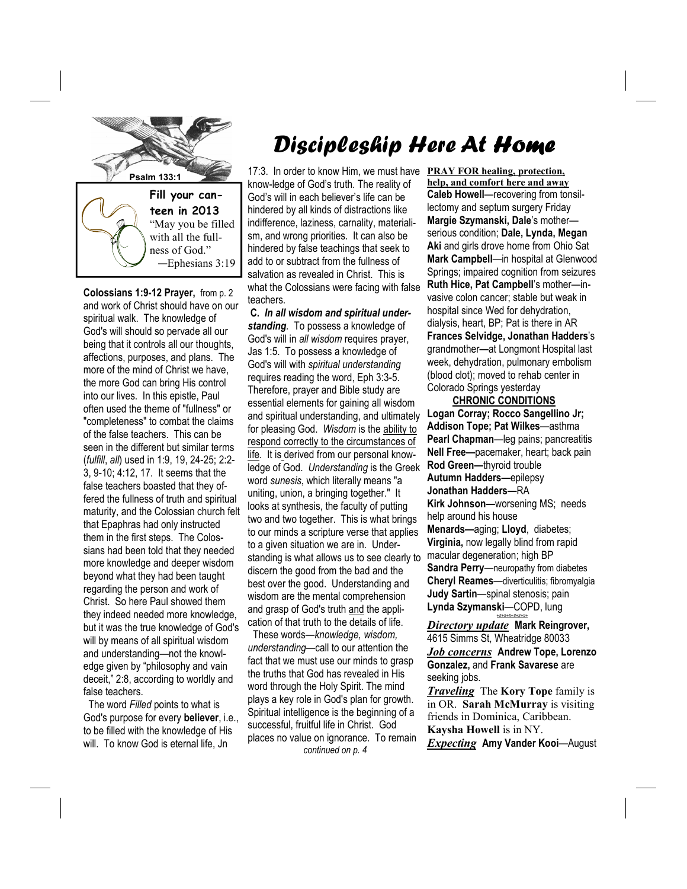# Discipleship Here At Home

Psalm 133:1

**Fill your canteen in 2013**
"May you be filled with all the fullness of God."
—Ephesians 3:19

**Colossians 1:9-12 Prayer,** from p. 2 and work of Christ should have on our spiritual walk. The knowledge of God's will should so pervade all our being that it controls all our thoughts, affections, purposes, and plans. The more of the mind of Christ we have, the more God can bring His control into our lives. In this epistle, Paul often used the theme of "fullness" or "completeness" to combat the claims of the false teachers. This can be seen in the different but similar terms (*fulfill*, *all*) used in 1:9, 19, 24-25; 2:2-3, 9-10; 4:12, 17. It seems that the false teachers boasted that they offered the fullness of truth and spiritual maturity, and the Colossian church felt that Epaphras had only instructed them in the first steps. The Colossians had been told that they needed more knowledge and deeper wisdom beyond what they had been taught regarding the person and work of Christ. So here Paul showed them they indeed needed more knowledge, but it was the true knowledge of God's will by means of all spiritual wisdom and understanding—not the knowledge given by "philosophy and vain deceit," 2:8, according to worldly and false teachers.

The word *Filled* points to what is God's purpose for every **believer**, i.e., to be filled with the knowledge of His will. To know God is eternal life, Jn 17:3. In order to know Him, we must have know-ledge of God's truth. The reality of God's will in each believer's life can be hindered by all kinds of distractions like indifference, laziness, carnality, materialism, and wrong priorities. It can also be hindered by false teachings that seek to add to or subtract from the fullness of salvation as revealed in Christ. This is what the Colossians were facing with false teachers.

**C.** ***In all wisdom and spiritual understanding***. To possess a knowledge of God's will in *all wisdom* requires prayer, Jas 1:5. To possess a knowledge of God's will with *spiritual understanding* requires reading the word, Eph 3:3-5. Therefore, prayer and Bible study are essential elements for gaining all wisdom and spiritual understanding, and ultimately for pleasing God. *Wisdom* is the ability to respond correctly to the circumstances of life. It is derived from our personal knowledge of God. *Understanding* is the Greek word *sunesis*, which literally means "a uniting, union, a bringing together." It looks at synthesis, the faculty of putting two and two together. This is what brings to our minds a scripture verse that applies to a given situation we are in. Understanding is what allows us to see clearly to discern the good from the bad and the best over the good. Understanding and wisdom are the mental comprehension and grasp of God's truth and the application of that truth to the details of life.

These words—*knowledge, wisdom, understanding*—call to our attention the fact that we must use our minds to grasp the truths that God has revealed in His word through the Holy Spirit. The mind plays a key role in God's plan for growth. Spiritual intelligence is the beginning of a successful, fruitful life in Christ. God places no value on ignorance. To remain

*continued on p. 4*

**PRAY FOR healing, protection, help, and comfort here and away**

**Caleb Howell**—recovering from tonsillectomy and septum surgery Friday
**Margie Szymanski, Dale**'s mother—serious condition; **Dale, Lynda, Megan Aki** and girls drove home from Ohio Sat
**Mark Campbell**—in hospital at Glenwood Springs; impaired cognition from seizures
**Ruth Hice, Pat Campbell**'s mother—invasive colon cancer; stable but weak in hospital since Wed for dehydration, dialysis, heart, BP; Pat is there in AR
**Frances Selvidge, Jonathan Hadders**'s grandmother—at Longmont Hospital last week, dehydration, pulmonary embolism (blood clot); moved to rehab center in Colorado Springs yesterday

**CHRONIC CONDITIONS**

**Logan Corray; Rocco Sangellino Jr; Addison Tope; Pat Wilkes**—asthma
**Pearl Chapman**—leg pains; pancreatitis
**Nell Free—**pacemaker, heart; back pain
**Rod Green—**thyroid trouble
**Autumn Hadders—**epilepsy
**Jonathan Hadders—**RA
**Kirk Johnson—**worsening MS; needs help around his house
**Menards—**aging; **Lloyd**, diabetes; **Virginia,** now legally blind from rapid macular degeneration; high BP
**Sandra Perry**—neuropathy from diabetes
**Cheryl Reames**—diverticulitis; fibromyalgia
**Judy Sartin**—spinal stenosis; pain
**Lynda Szymanski**—COPD, lung

***Directory update*** **Mark Reingrover,** 4615 Simms St, Wheatridge 80033

***Job concerns*** **Andrew Tope, Lorenzo Gonzalez,** and **Frank Savarese** are seeking jobs.

***Traveling*** The **Kory Tope** family is in OR. **Sarah McMurray** is visiting friends in Dominica, Caribbean. **Kaysha Howell** is in NY.

***Expecting*** **Amy Vander Kooi**—August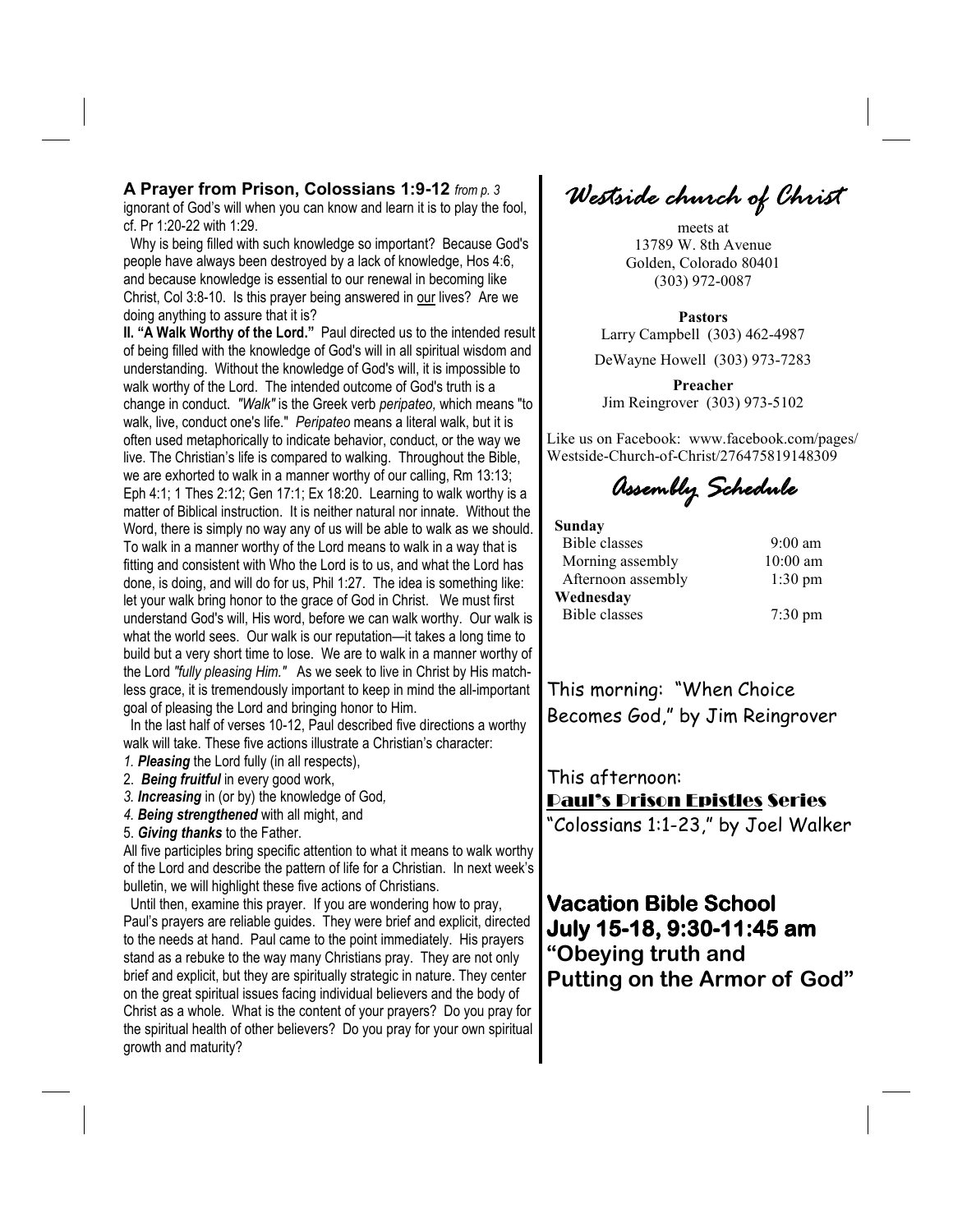## A Prayer from Prison, Colossians 1:9-12 *from p. 3*

ignorant of God's will when you can know and learn it is to play the fool, cf. Pr 1:20-22 with 1:29.

Why is being filled with such knowledge so important? Because God's people have always been destroyed by a lack of knowledge, Hos 4:6, and because knowledge is essential to our renewal in becoming like Christ, Col 3:8-10. Is this prayer being answered in our lives? Are we doing anything to assure that it is?

**II. "A Walk Worthy of the Lord."** Paul directed us to the intended result of being filled with the knowledge of God's will in all spiritual wisdom and understanding. Without the knowledge of God's will, it is impossible to walk worthy of the Lord. The intended outcome of God's truth is a change in conduct. *"Walk"* is the Greek verb *peripateo,* which means "to walk, live, conduct one's life." *Peripateo* means a literal walk, but it is often used metaphorically to indicate behavior, conduct, or the way we live. The Christian's life is compared to walking. Throughout the Bible, we are exhorted to walk in a manner worthy of our calling, Rm 13:13; Eph 4:1; 1 Thes 2:12; Gen 17:1; Ex 18:20. Learning to walk worthy is a matter of Biblical instruction. It is neither natural nor innate. Without the Word, there is simply no way any of us will be able to walk as we should. To walk in a manner worthy of the Lord means to walk in a way that is fitting and consistent with Who the Lord is to us, and what the Lord has done, is doing, and will do for us, Phil 1:27. The idea is something like: let your walk bring honor to the grace of God in Christ. We must first understand God's will, His word, before we can walk worthy. Our walk is what the world sees. Our walk is our reputation—it takes a long time to build but a very short time to lose. We are to walk in a manner worthy of the Lord *"fully pleasing Him."* As we seek to live in Christ by His matchless grace, it is tremendously important to keep in mind the all-important goal of pleasing the Lord and bringing honor to Him.

In the last half of verses 10-12, Paul described five directions a worthy walk will take. These five actions illustrate a Christian's character:

1. ***Pleasing*** the Lord fully (in all respects),
2. ***Being fruitful*** in every good work,
3. ***Increasing*** in (or by) the knowledge of God,
4. ***Being strengthened*** with all might, and
5. ***Giving thanks*** to the Father.

All five participles bring specific attention to what it means to walk worthy of the Lord and describe the pattern of life for a Christian. In next week's bulletin, we will highlight these five actions of Christians.

Until then, examine this prayer. If you are wondering how to pray, Paul's prayers are reliable guides. They were brief and explicit, directed to the needs at hand. Paul came to the point immediately. His prayers stand as a rebuke to the way many Christians pray. They are not only brief and explicit, but they are spiritually strategic in nature. They center on the great spiritual issues facing individual believers and the body of Christ as a whole. What is the content of your prayers? Do you pray for the spiritual health of other believers? Do you pray for your own spiritual growth and maturity?

# *Westside church of Christ*

meets at
13789 W. 8th Avenue
Golden, Colorado 80401
(303) 972-0087

**Pastors**
Larry Campbell (303) 462-4987
DeWayne Howell (303) 973-7283

**Preacher**
Jim Reingrover (303) 973-5102

Like us on Facebook: www.facebook.com/pages/Westside-Church-of-Christ/276475819148309

## *Assembly Schedule*

| | |
|---|---|
| **Sunday** | |
| Bible classes | 9:00 am |
| Morning assembly | 10:00 am |
| Afternoon assembly | 1:30 pm |
| **Wednesday** | |
| Bible classes | 7:30 pm |

This morning: "When Choice Becomes God," by Jim Reingrover

This afternoon:
**Paul's Prison Epistles Series**
"Colossians 1:1-23," by Joel Walker

## Vacation Bible School
## July 15-18, 9:30-11:45 am
**"Obeying truth and Putting on the Armor of God"**